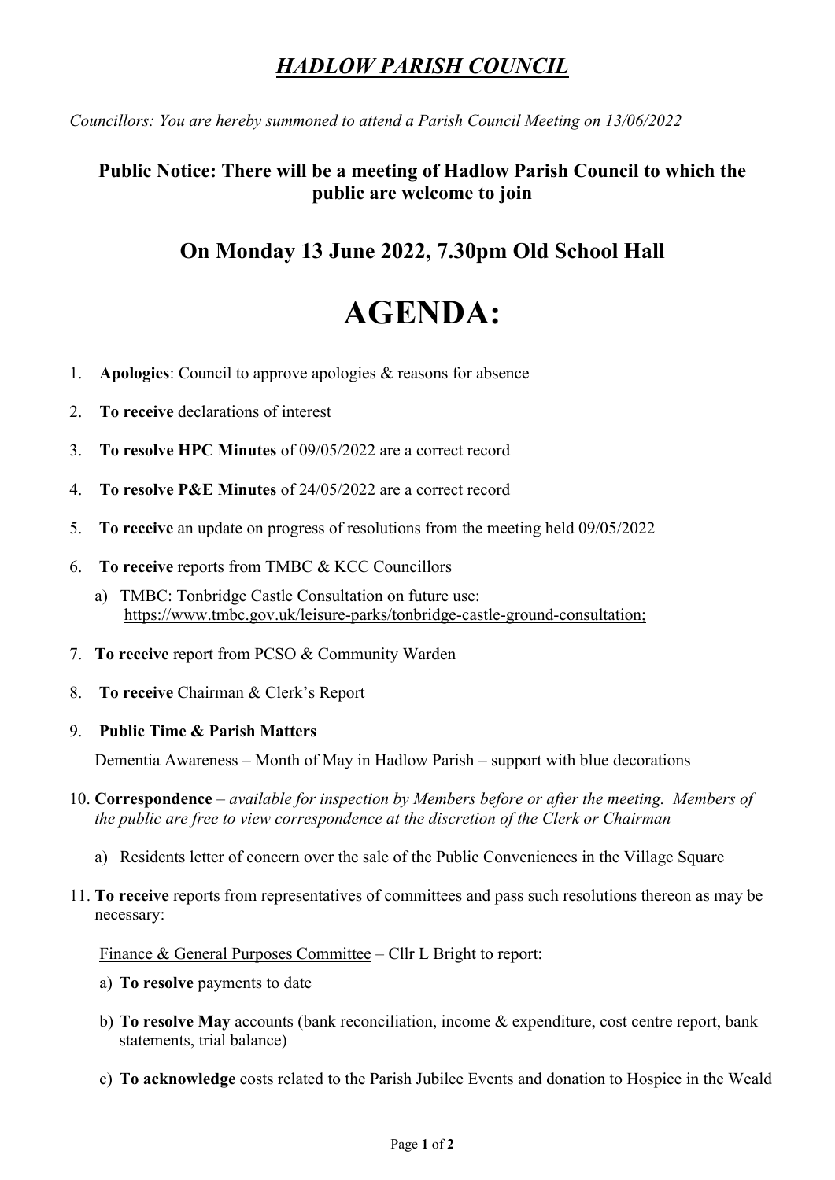# *HADLOW PARISH COUNCIL*

*Councillors: You are hereby summoned to attend a Parish Council Meeting on 13/06/2022*

## Public Notice: There will be a meeting of Hadlow Parish Council to which the public are welcome to join

## On Monday 13 June 2022, 7.30pm Old School Hall

# AGENDA:

1. **Apologies**: Council to approve apologies & reasons for absence
2. **To receive** declarations of interest
3. **To resolve HPC Minutes** of 09/05/2022 are a correct record
4. **To resolve P&E Minutes** of 24/05/2022 are a correct record
5. **To receive** an update on progress of resolutions from the meeting held 09/05/2022
6. **To receive** reports from TMBC & KCC Councillors
   a) TMBC: Tonbridge Castle Consultation on future use: https://www.tmbc.gov.uk/leisure-parks/tonbridge-castle-ground-consultation;
7. **To receive** report from PCSO & Community Warden
8. **To receive** Chairman & Clerk's Report
9. **Public Time & Parish Matters**

   Dementia Awareness – Month of May in Hadlow Parish – support with blue decorations
10. **Correspondence** – *available for inspection by Members before or after the meeting. Members of the public are free to view correspondence at the discretion of the Clerk or Chairman*
    a) Residents letter of concern over the sale of the Public Conveniences in the Village Square
11. **To receive** reports from representatives of committees and pass such resolutions thereon as may be necessary:

    Finance & General Purposes Committee – Cllr L Bright to report:

    a) **To resolve** payments to date

    b) **To resolve May** accounts (bank reconciliation, income & expenditure, cost centre report, bank statements, trial balance)

    c) **To acknowledge** costs related to the Parish Jubilee Events and donation to Hospice in the Weald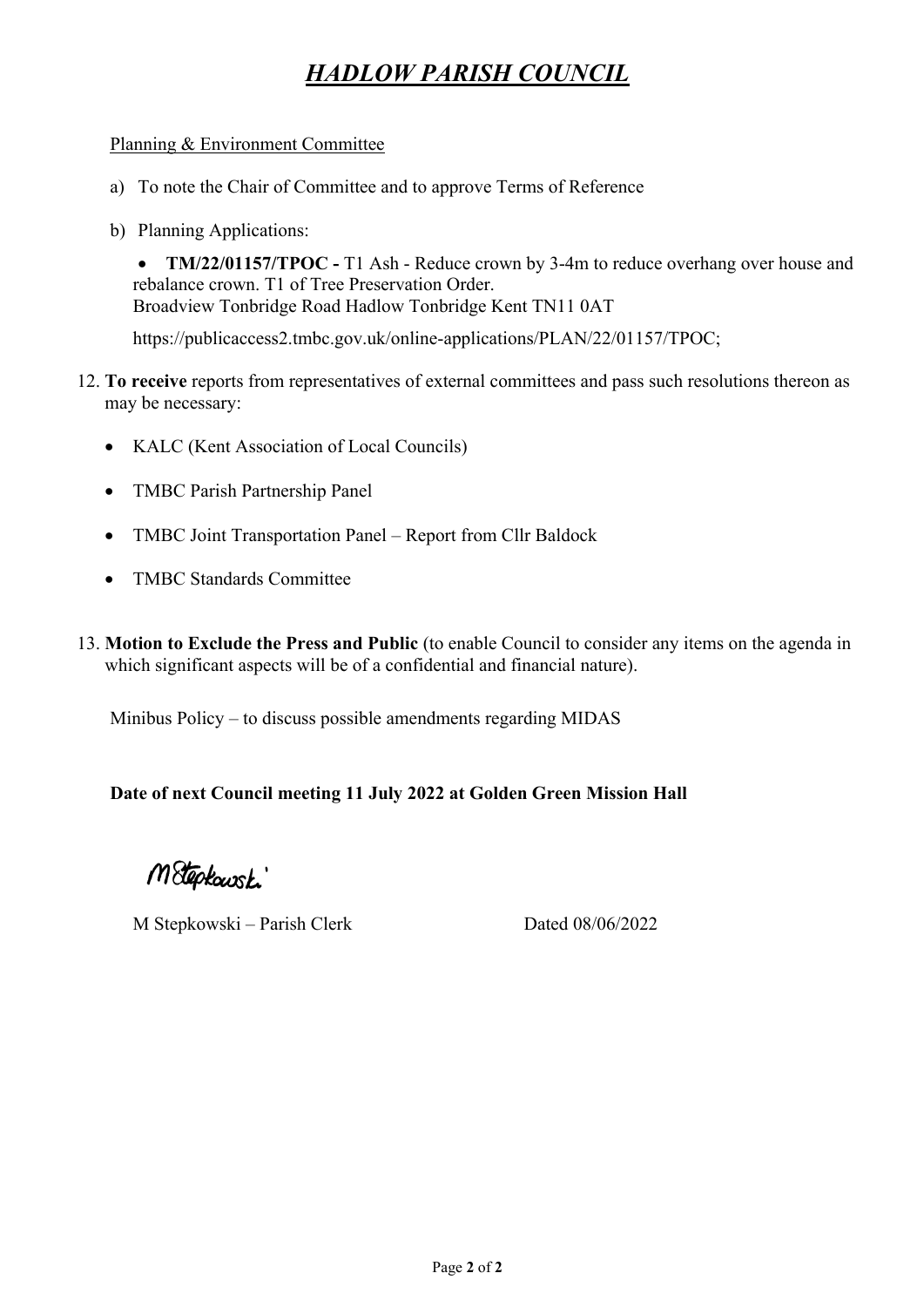# *HADLOW PARISH COUNCIL*

Planning & Environment Committee

a) To note the Chair of Committee and to approve Terms of Reference

b) Planning Applications:

- **TM/22/01157/TPOC -** T1 Ash - Reduce crown by 3-4m to reduce overhang over house and rebalance crown. T1 of Tree Preservation Order. Broadview Tonbridge Road Hadlow Tonbridge Kent TN11 0AT

  https://publicaccess2.tmbc.gov.uk/online-applications/PLAN/22/01157/TPOC;

12. **To receive** reports from representatives of external committees and pass such resolutions thereon as may be necessary:

    - KALC (Kent Association of Local Councils)
    - TMBC Parish Partnership Panel
    - TMBC Joint Transportation Panel – Report from Cllr Baldock
    - TMBC Standards Committee

13. **Motion to Exclude the Press and Public** (to enable Council to consider any items on the agenda in which significant aspects will be of a confidential and financial nature).

    Minibus Policy – to discuss possible amendments regarding MIDAS

**Date of next Council meeting 11 July 2022 at Golden Green Mission Hall**

M Stepkowski

M Stepkowski – Parish Clerk    Dated 08/06/2022